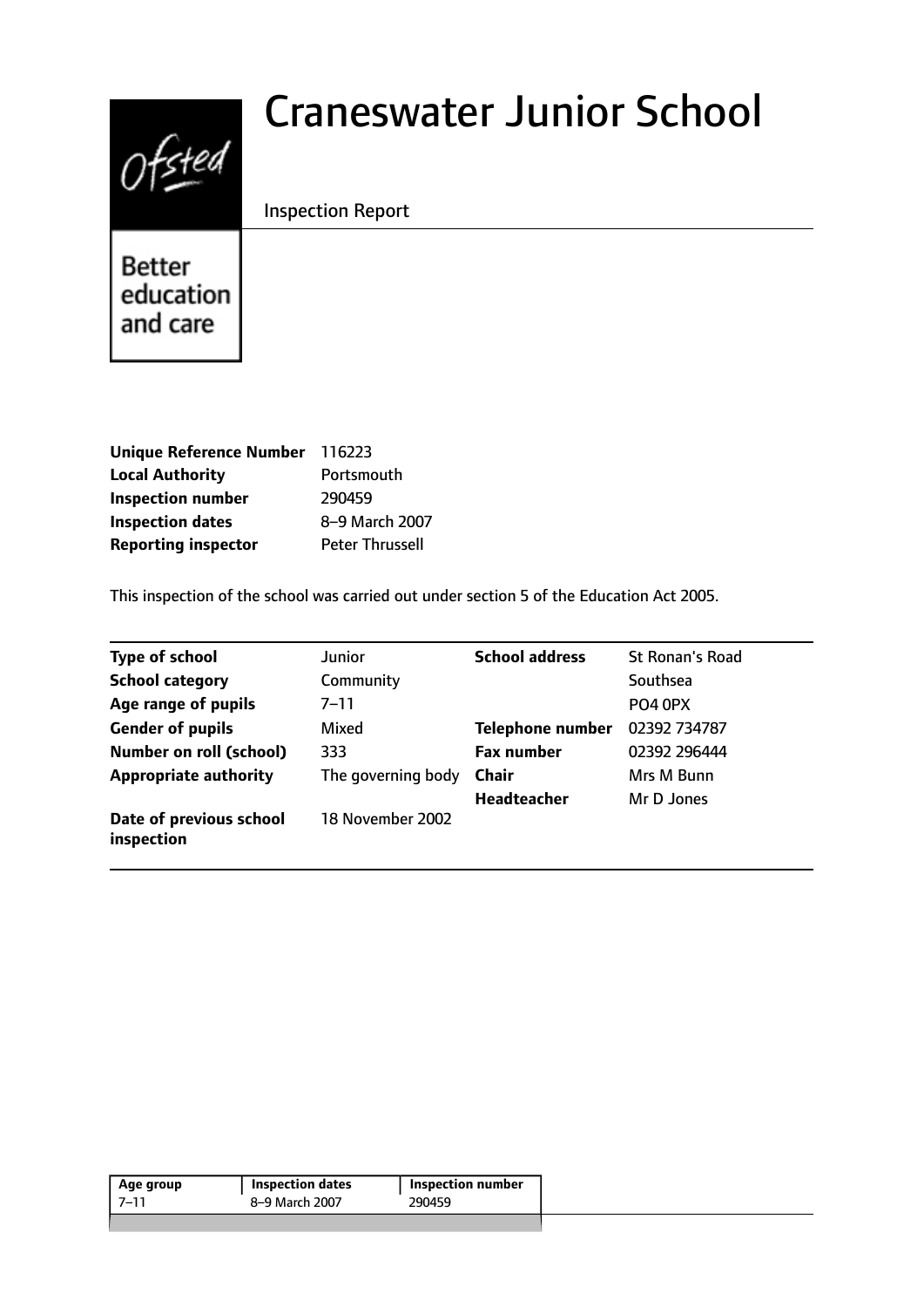# Craneswater Junior School

Inspection Report

Better education and care

| | |
|---|---|
| **Unique Reference Number** | 116223 |
| **Local Authority** | Portsmouth |
| **Inspection number** | 290459 |
| **Inspection dates** | 8–9 March 2007 |
| **Reporting inspector** | Peter Thrussell |

This inspection of the school was carried out under section 5 of the Education Act 2005.

| | | | |
|---|---|---|---|
| **Type of school** | Junior | **School address** | St Ronan's Road |
| **School category** | Community | | Southsea |
| **Age range of pupils** | 7–11 | | PO4 0PX |
| **Gender of pupils** | Mixed | **Telephone number** | 02392 734787 |
| **Number on roll (school)** | 333 | **Fax number** | 02392 296444 |
| **Appropriate authority** | The governing body | **Chair** | Mrs M Bunn |
| | | **Headteacher** | Mr D Jones |
| **Date of previous school inspection** | 18 November 2002 | | |

| Age group | Inspection dates | Inspection number |
|---|---|---|
| 7–11 | 8–9 March 2007 | 290459 |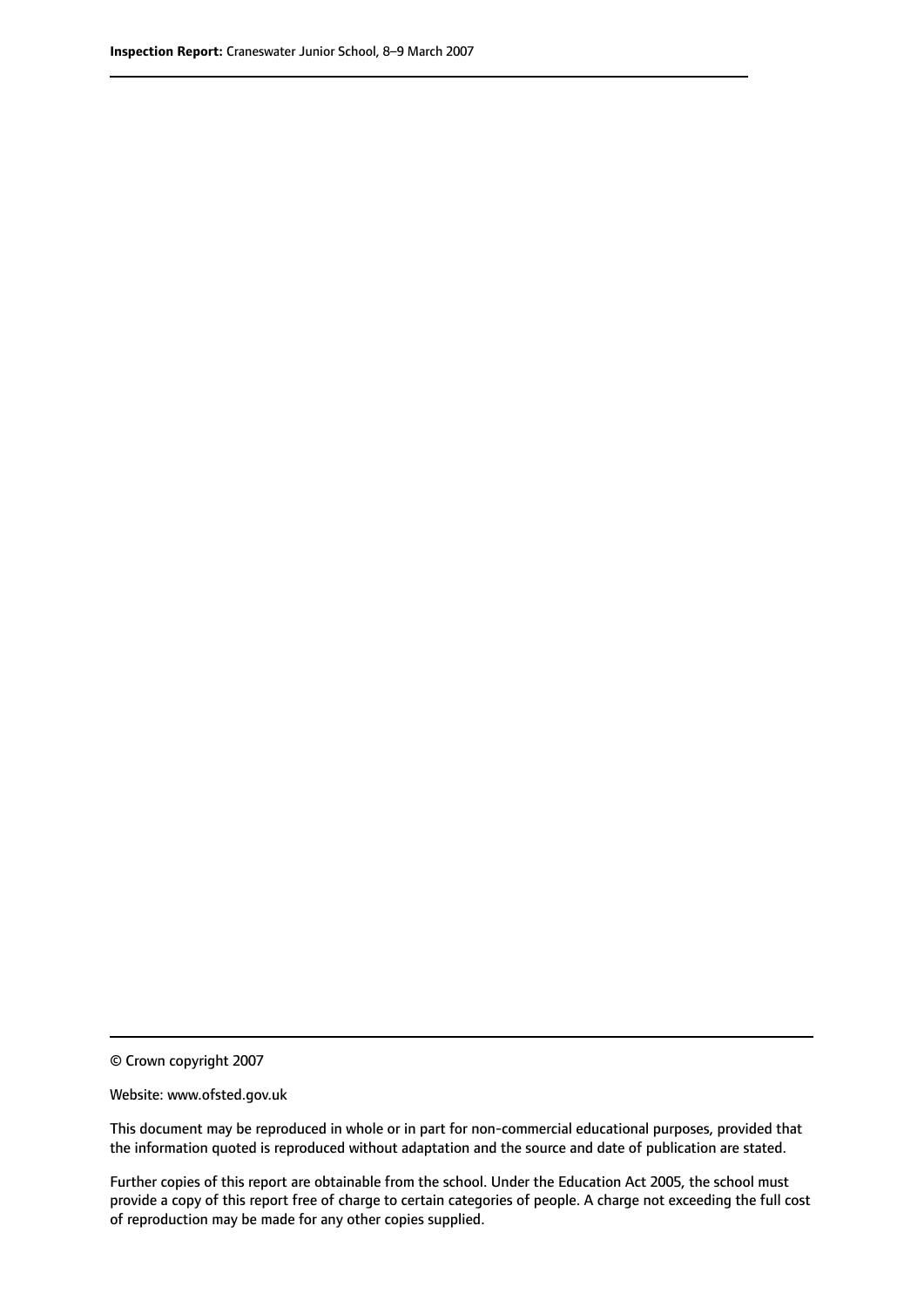© Crown copyright 2007

Website: www.ofsted.gov.uk

This document may be reproduced in whole or in part for non-commercial educational purposes, provided that the information quoted is reproduced without adaptation and the source and date of publication are stated.

Further copies of this report are obtainable from the school. Under the Education Act 2005, the school must provide a copy of this report free of charge to certain categories of people. A charge not exceeding the full cost of reproduction may be made for any other copies supplied.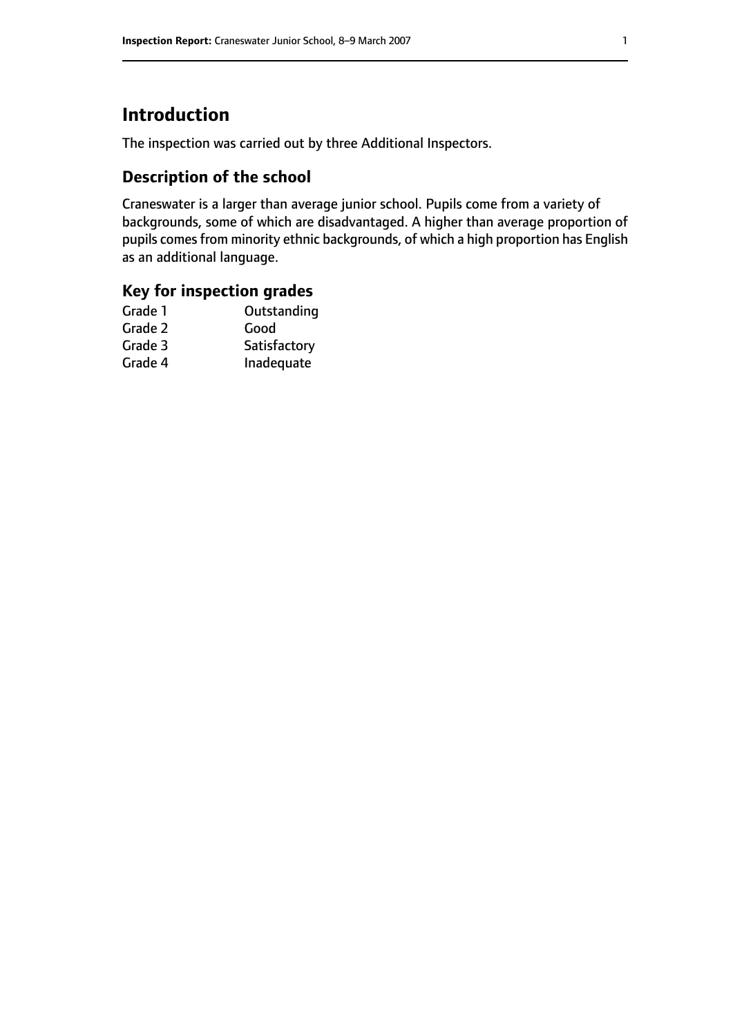# Introduction

The inspection was carried out by three Additional Inspectors.

## Description of the school

Craneswater is a larger than average junior school. Pupils come from a variety of backgrounds, some of which are disadvantaged. A higher than average proportion of pupils comes from minority ethnic backgrounds, of which a high proportion has English as an additional language.

## Key for inspection grades

| | |
|---|---|
| Grade 1 | Outstanding |
| Grade 2 | Good |
| Grade 3 | Satisfactory |
| Grade 4 | Inadequate |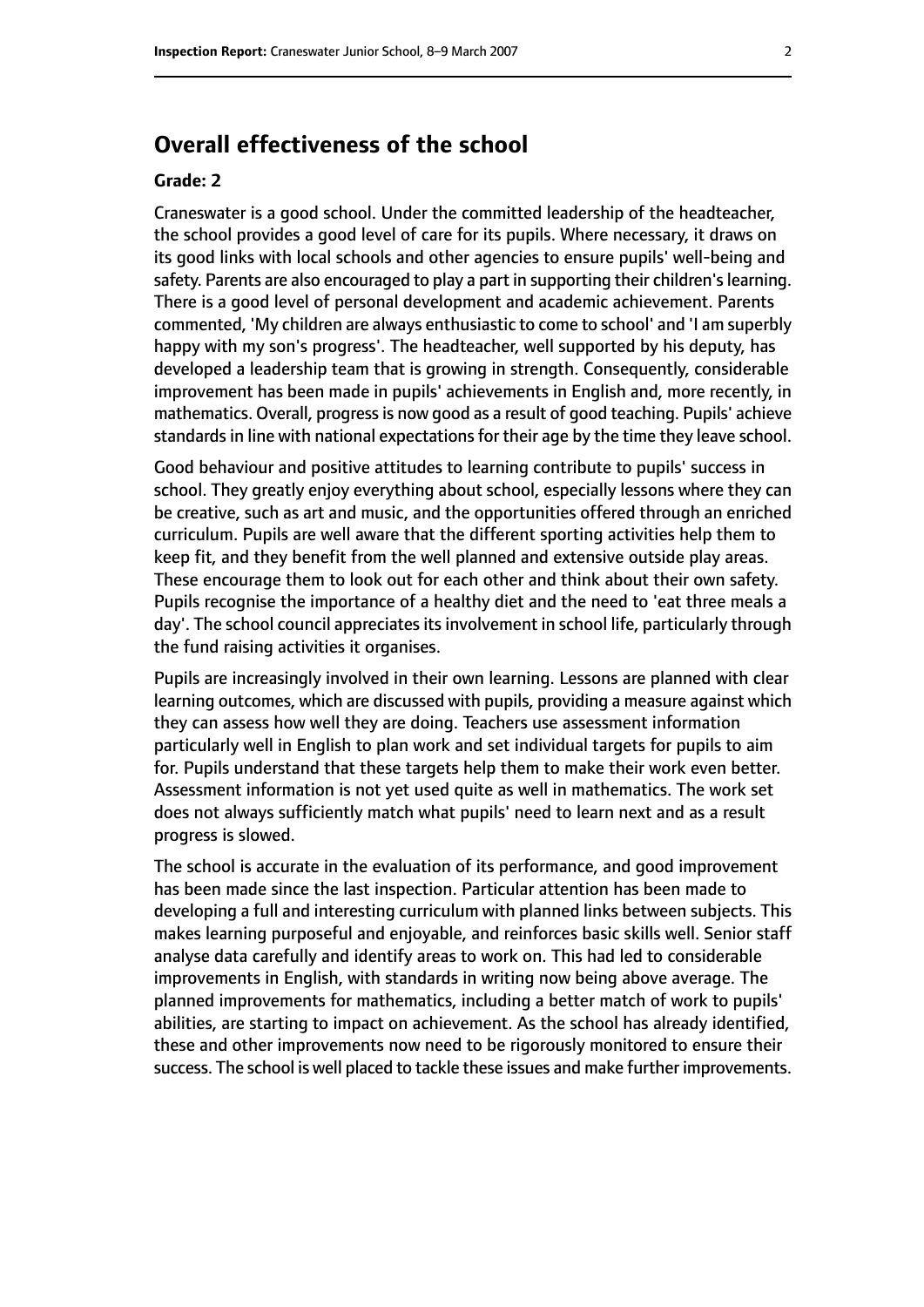## Overall effectiveness of the school

### Grade: 2

Craneswater is a good school. Under the committed leadership of the headteacher, the school provides a good level of care for its pupils. Where necessary, it draws on its good links with local schools and other agencies to ensure pupils' well-being and safety. Parents are also encouraged to play a part in supporting their children's learning. There is a good level of personal development and academic achievement. Parents commented, 'My children are always enthusiastic to come to school' and 'I am superbly happy with my son's progress'. The headteacher, well supported by his deputy, has developed a leadership team that is growing in strength. Consequently, considerable improvement has been made in pupils' achievements in English and, more recently, in mathematics. Overall, progress is now good as a result of good teaching. Pupils' achieve standards in line with national expectations for their age by the time they leave school.

Good behaviour and positive attitudes to learning contribute to pupils' success in school. They greatly enjoy everything about school, especially lessons where they can be creative, such as art and music, and the opportunities offered through an enriched curriculum. Pupils are well aware that the different sporting activities help them to keep fit, and they benefit from the well planned and extensive outside play areas. These encourage them to look out for each other and think about their own safety. Pupils recognise the importance of a healthy diet and the need to 'eat three meals a day'. The school council appreciates its involvement in school life, particularly through the fund raising activities it organises.

Pupils are increasingly involved in their own learning. Lessons are planned with clear learning outcomes, which are discussed with pupils, providing a measure against which they can assess how well they are doing. Teachers use assessment information particularly well in English to plan work and set individual targets for pupils to aim for. Pupils understand that these targets help them to make their work even better. Assessment information is not yet used quite as well in mathematics. The work set does not always sufficiently match what pupils' need to learn next and as a result progress is slowed.

The school is accurate in the evaluation of its performance, and good improvement has been made since the last inspection. Particular attention has been made to developing a full and interesting curriculum with planned links between subjects. This makes learning purposeful and enjoyable, and reinforces basic skills well. Senior staff analyse data carefully and identify areas to work on. This had led to considerable improvements in English, with standards in writing now being above average. The planned improvements for mathematics, including a better match of work to pupils' abilities, are starting to impact on achievement. As the school has already identified, these and other improvements now need to be rigorously monitored to ensure their success. The school is well placed to tackle these issues and make further improvements.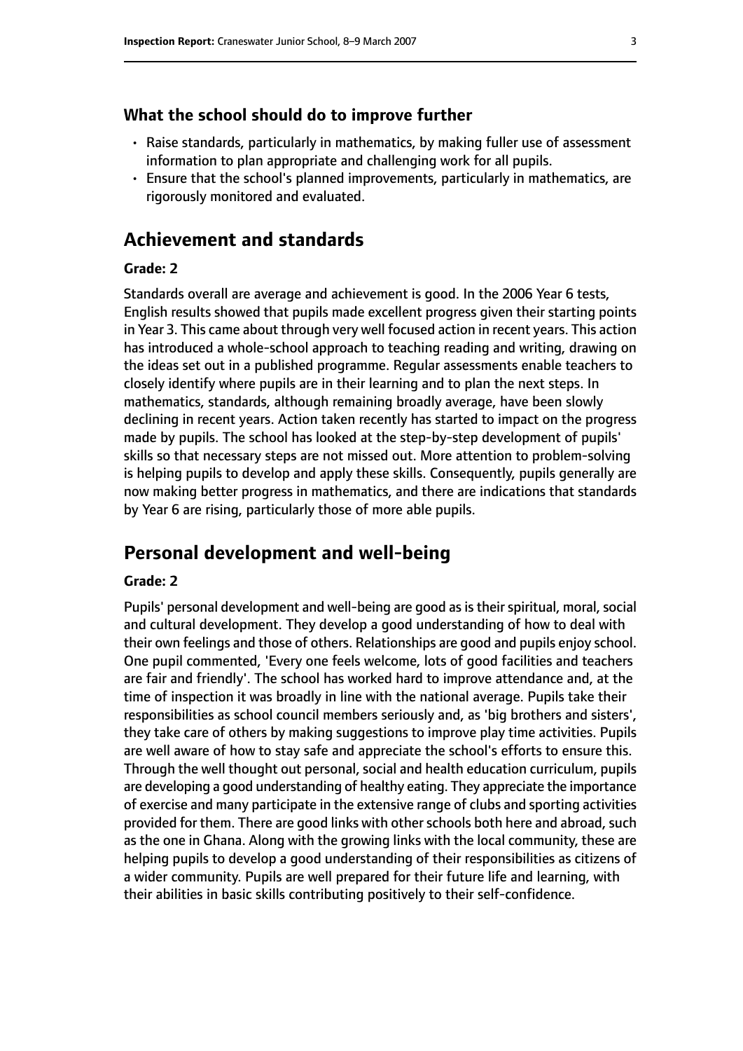### What the school should do to improve further

- Raise standards, particularly in mathematics, by making fuller use of assessment information to plan appropriate and challenging work for all pupils.
- Ensure that the school's planned improvements, particularly in mathematics, are rigorously monitored and evaluated.

## Achievement and standards

**Grade: 2**

Standards overall are average and achievement is good. In the 2006 Year 6 tests, English results showed that pupils made excellent progress given their starting points in Year 3. This came about through very well focused action in recent years. This action has introduced a whole-school approach to teaching reading and writing, drawing on the ideas set out in a published programme. Regular assessments enable teachers to closely identify where pupils are in their learning and to plan the next steps. In mathematics, standards, although remaining broadly average, have been slowly declining in recent years. Action taken recently has started to impact on the progress made by pupils. The school has looked at the step-by-step development of pupils' skills so that necessary steps are not missed out. More attention to problem-solving is helping pupils to develop and apply these skills. Consequently, pupils generally are now making better progress in mathematics, and there are indications that standards by Year 6 are rising, particularly those of more able pupils.

## Personal development and well-being

**Grade: 2**

Pupils' personal development and well-being are good as is their spiritual, moral, social and cultural development. They develop a good understanding of how to deal with their own feelings and those of others. Relationships are good and pupils enjoy school. One pupil commented, 'Every one feels welcome, lots of good facilities and teachers are fair and friendly'. The school has worked hard to improve attendance and, at the time of inspection it was broadly in line with the national average. Pupils take their responsibilities as school council members seriously and, as 'big brothers and sisters', they take care of others by making suggestions to improve play time activities. Pupils are well aware of how to stay safe and appreciate the school's efforts to ensure this. Through the well thought out personal, social and health education curriculum, pupils are developing a good understanding of healthy eating. They appreciate the importance of exercise and many participate in the extensive range of clubs and sporting activities provided for them. There are good links with other schools both here and abroad, such as the one in Ghana. Along with the growing links with the local community, these are helping pupils to develop a good understanding of their responsibilities as citizens of a wider community. Pupils are well prepared for their future life and learning, with their abilities in basic skills contributing positively to their self-confidence.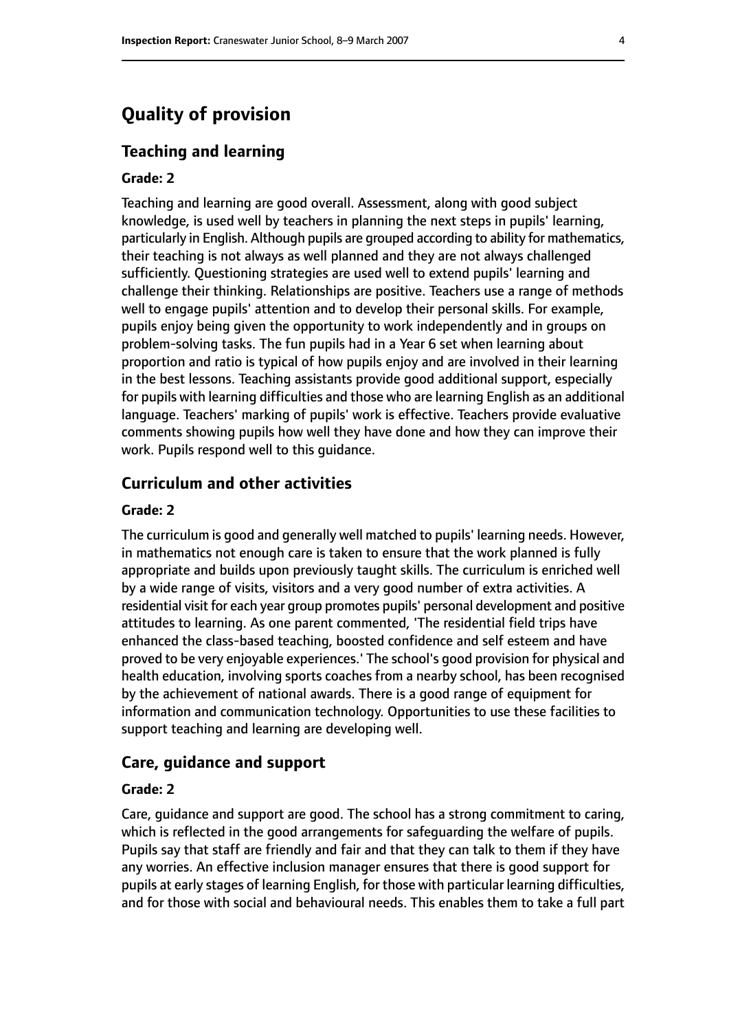# Quality of provision

## Teaching and learning

### Grade: 2

Teaching and learning are good overall. Assessment, along with good subject knowledge, is used well by teachers in planning the next steps in pupils' learning, particularly in English. Although pupils are grouped according to ability for mathematics, their teaching is not always as well planned and they are not always challenged sufficiently. Questioning strategies are used well to extend pupils' learning and challenge their thinking. Relationships are positive. Teachers use a range of methods well to engage pupils' attention and to develop their personal skills. For example, pupils enjoy being given the opportunity to work independently and in groups on problem-solving tasks. The fun pupils had in a Year 6 set when learning about proportion and ratio is typical of how pupils enjoy and are involved in their learning in the best lessons. Teaching assistants provide good additional support, especially for pupils with learning difficulties and those who are learning English as an additional language. Teachers' marking of pupils' work is effective. Teachers provide evaluative comments showing pupils how well they have done and how they can improve their work. Pupils respond well to this guidance.

## Curriculum and other activities

### Grade: 2

The curriculum is good and generally well matched to pupils' learning needs. However, in mathematics not enough care is taken to ensure that the work planned is fully appropriate and builds upon previously taught skills. The curriculum is enriched well by a wide range of visits, visitors and a very good number of extra activities. A residential visit for each year group promotes pupils' personal development and positive attitudes to learning. As one parent commented, 'The residential field trips have enhanced the class-based teaching, boosted confidence and self esteem and have proved to be very enjoyable experiences.' The school's good provision for physical and health education, involving sports coaches from a nearby school, has been recognised by the achievement of national awards. There is a good range of equipment for information and communication technology. Opportunities to use these facilities to support teaching and learning are developing well.

## Care, guidance and support

### Grade: 2

Care, guidance and support are good. The school has a strong commitment to caring, which is reflected in the good arrangements for safeguarding the welfare of pupils. Pupils say that staff are friendly and fair and that they can talk to them if they have any worries. An effective inclusion manager ensures that there is good support for pupils at early stages of learning English, for those with particular learning difficulties, and for those with social and behavioural needs. This enables them to take a full part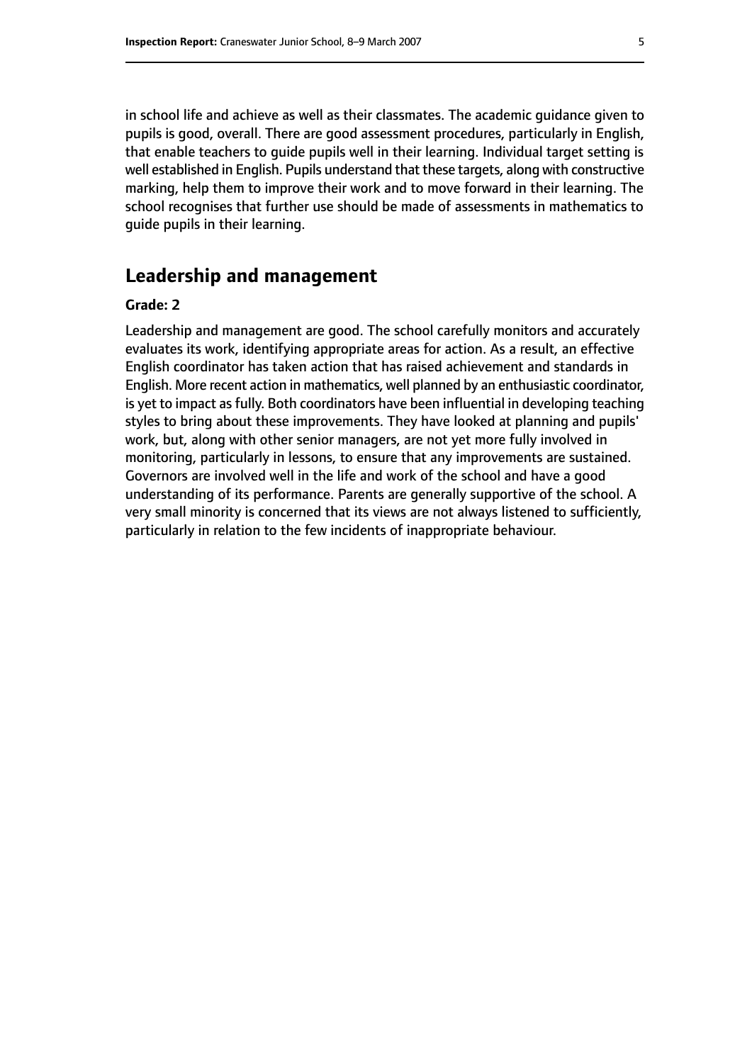in school life and achieve as well as their classmates. The academic guidance given to pupils is good, overall. There are good assessment procedures, particularly in English, that enable teachers to guide pupils well in their learning. Individual target setting is well established in English. Pupils understand that these targets, along with constructive marking, help them to improve their work and to move forward in their learning. The school recognises that further use should be made of assessments in mathematics to guide pupils in their learning.

## Leadership and management

**Grade: 2**

Leadership and management are good. The school carefully monitors and accurately evaluates its work, identifying appropriate areas for action. As a result, an effective English coordinator has taken action that has raised achievement and standards in English. More recent action in mathematics, well planned by an enthusiastic coordinator, is yet to impact as fully. Both coordinators have been influential in developing teaching styles to bring about these improvements. They have looked at planning and pupils' work, but, along with other senior managers, are not yet more fully involved in monitoring, particularly in lessons, to ensure that any improvements are sustained. Governors are involved well in the life and work of the school and have a good understanding of its performance. Parents are generally supportive of the school. A very small minority is concerned that its views are not always listened to sufficiently, particularly in relation to the few incidents of inappropriate behaviour.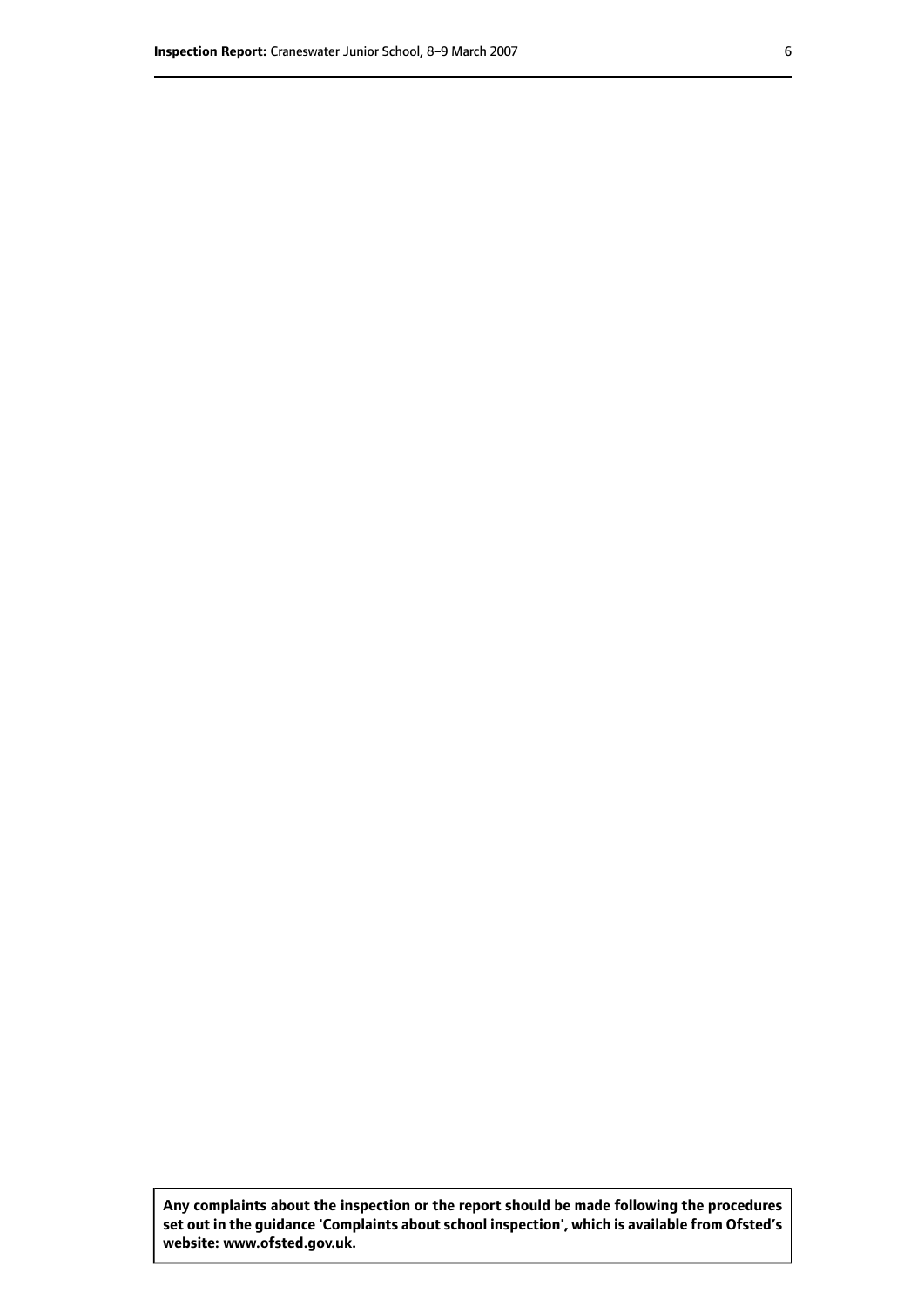**Any complaints about the inspection or the report should be made following the procedures set out in the guidance 'Complaints about school inspection', which is available from Ofsted's website: www.ofsted.gov.uk.**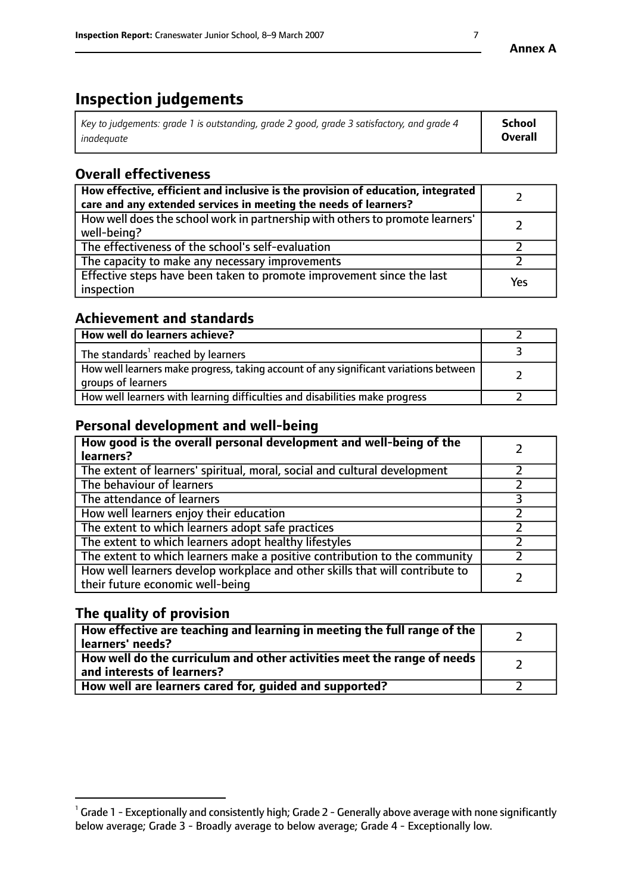**Annex A**

# Inspection judgements

| *Key to judgements: grade 1 is outstanding, grade 2 good, grade 3 satisfactory, and grade 4 inadequate* | **School Overall** |
|---|---|

## Overall effectiveness

| | |
|---|---|
| **How effective, efficient and inclusive is the provision of education, integrated care and any extended services in meeting the needs of learners?** | 2 |
| How well does the school work in partnership with others to promote learners' well-being? | 2 |
| The effectiveness of the school's self-evaluation | 2 |
| The capacity to make any necessary improvements | 2 |
| Effective steps have been taken to promote improvement since the last inspection | Yes |

## Achievement and standards

| | |
|---|---|
| **How well do learners achieve?** | 2 |
| The standards[1] reached by learners | 3 |
| How well learners make progress, taking account of any significant variations between groups of learners | 2 |
| How well learners with learning difficulties and disabilities make progress | 2 |

## Personal development and well-being

| | |
|---|---|
| **How good is the overall personal development and well-being of the learners?** | 2 |
| The extent of learners' spiritual, moral, social and cultural development | 2 |
| The behaviour of learners | 2 |
| The attendance of learners | 3 |
| How well learners enjoy their education | 2 |
| The extent to which learners adopt safe practices | 2 |
| The extent to which learners adopt healthy lifestyles | 2 |
| The extent to which learners make a positive contribution to the community | 2 |
| How well learners develop workplace and other skills that will contribute to their future economic well-being | 2 |

## The quality of provision

| | |
|---|---|
| **How effective are teaching and learning in meeting the full range of the learners' needs?** | 2 |
| **How well do the curriculum and other activities meet the range of needs and interests of learners?** | 2 |
| **How well are learners cared for, guided and supported?** | 2 |

[1] Grade 1 - Exceptionally and consistently high; Grade 2 - Generally above average with none significantly below average; Grade 3 - Broadly average to below average; Grade 4 - Exceptionally low.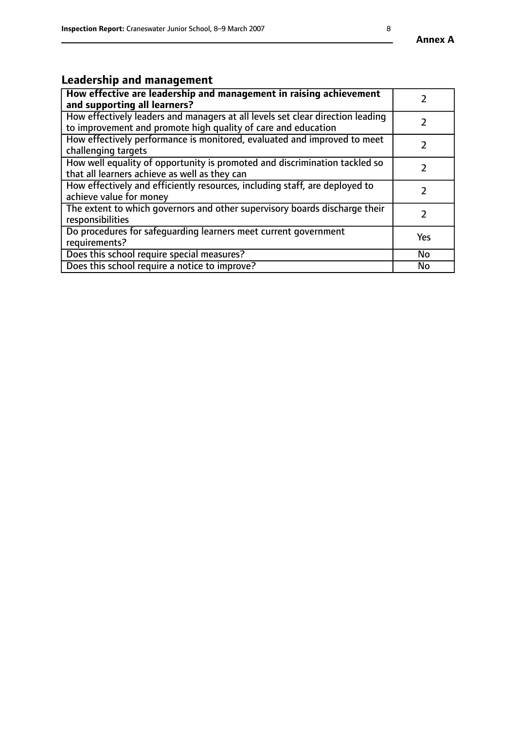## Leadership and management

| **How effective are leadership and management in raising achievement and supporting all learners?** | 2 |
|---|---|
| How effectively leaders and managers at all levels set clear direction leading to improvement and promote high quality of care and education | 2 |
| How effectively performance is monitored, evaluated and improved to meet challenging targets | 2 |
| How well equality of opportunity is promoted and discrimination tackled so that all learners achieve as well as they can | 2 |
| How effectively and efficiently resources, including staff, are deployed to achieve value for money | 2 |
| The extent to which governors and other supervisory boards discharge their responsibilities | 2 |
| Do procedures for safeguarding learners meet current government requirements? | Yes |
| Does this school require special measures? | No |
| Does this school require a notice to improve? | No |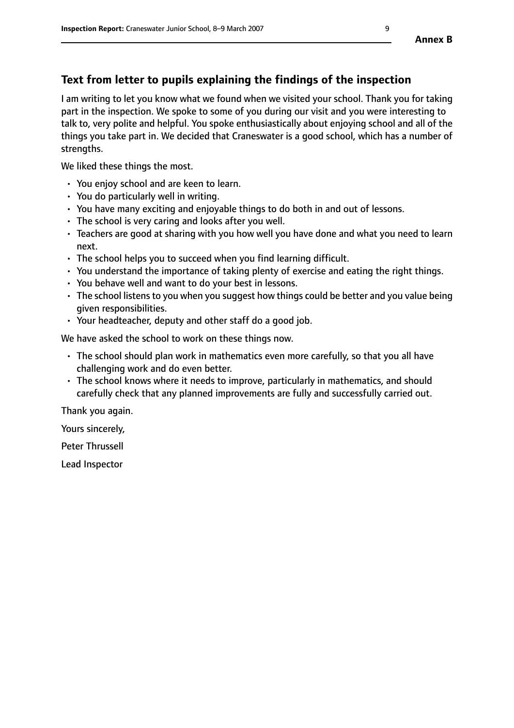## Text from letter to pupils explaining the findings of the inspection

I am writing to let you know what we found when we visited your school. Thank you for taking part in the inspection. We spoke to some of you during our visit and you were interesting to talk to, very polite and helpful. You spoke enthusiastically about enjoying school and all of the things you take part in. We decided that Craneswater is a good school, which has a number of strengths.

We liked these things the most.

- You enjoy school and are keen to learn.
- You do particularly well in writing.
- You have many exciting and enjoyable things to do both in and out of lessons.
- The school is very caring and looks after you well.
- Teachers are good at sharing with you how well you have done and what you need to learn next.
- The school helps you to succeed when you find learning difficult.
- You understand the importance of taking plenty of exercise and eating the right things.
- You behave well and want to do your best in lessons.
- The school listens to you when you suggest how things could be better and you value being given responsibilities.
- Your headteacher, deputy and other staff do a good job.

We have asked the school to work on these things now.

- The school should plan work in mathematics even more carefully, so that you all have challenging work and do even better.
- The school knows where it needs to improve, particularly in mathematics, and should carefully check that any planned improvements are fully and successfully carried out.

Thank you again.

Yours sincerely,

Peter Thrussell

Lead Inspector